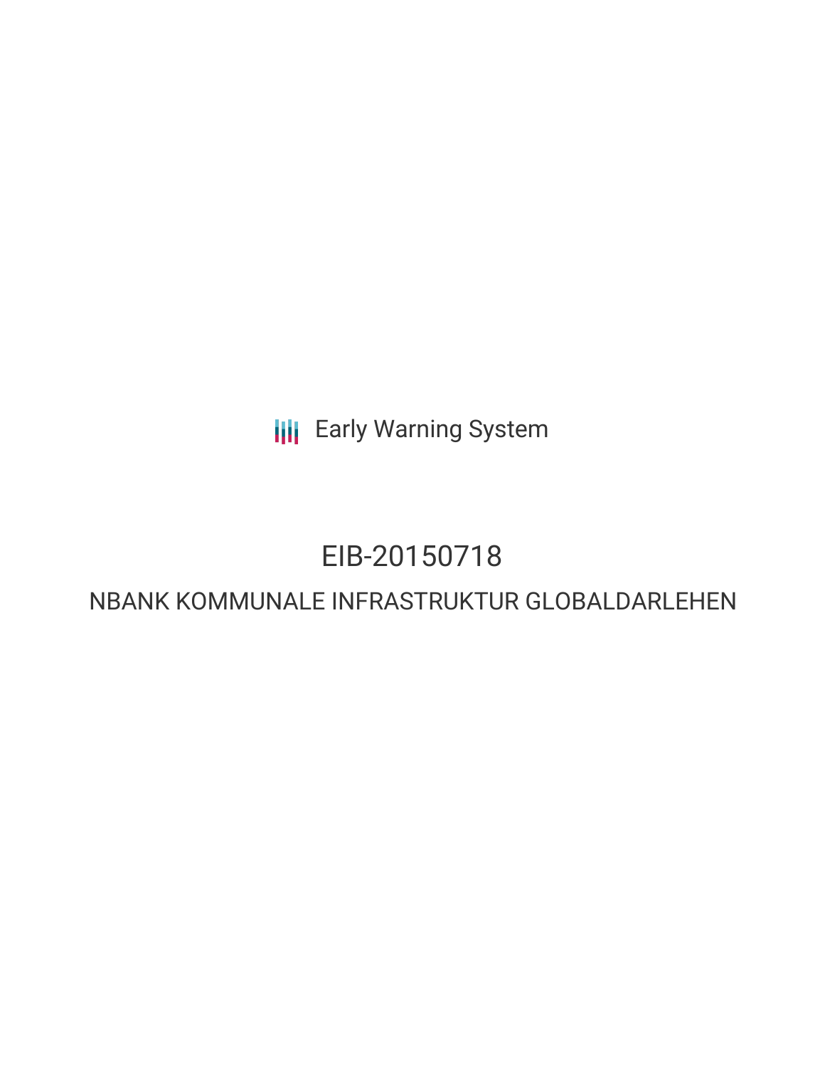Early Warning System

# EIB-20150718

## NBANK KOMMUNALE INFRASTRUKTUR GLOBALDARLEHEN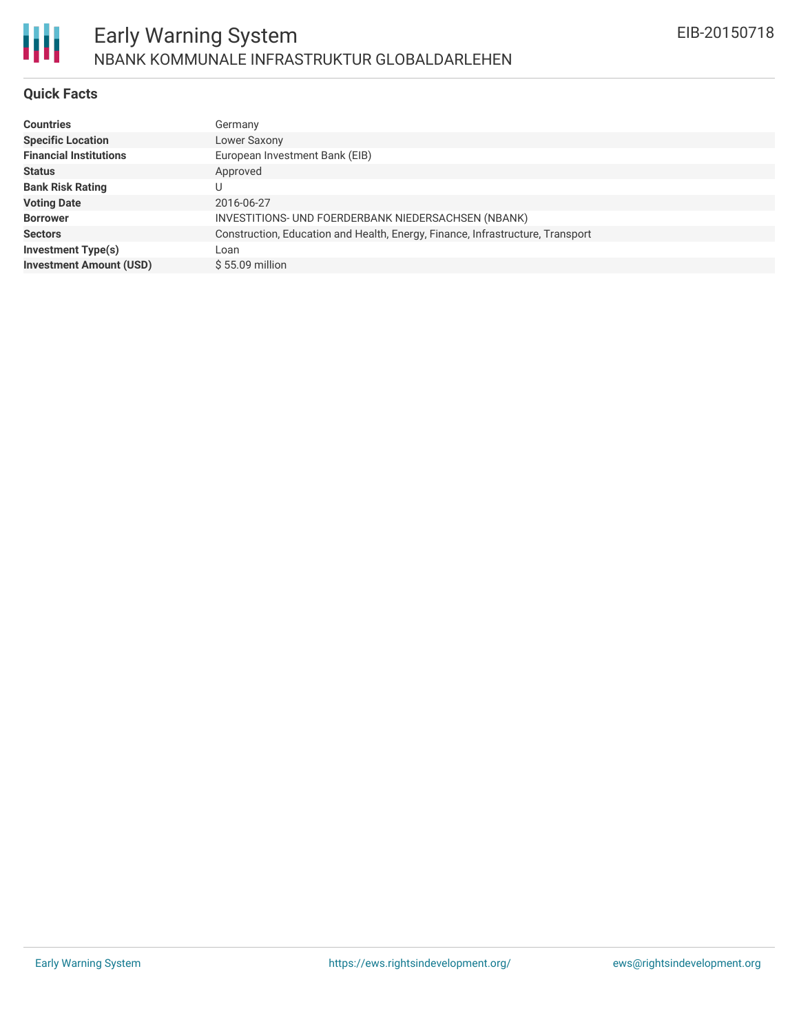# Early Warning System

## NBANK KOMMUNALE INFRASTRUKTUR GLOBALDARLEHEN

EIB-20150718

### Quick Facts

| | |
|---|---|
| **Countries** | Germany |
| **Specific Location** | Lower Saxony |
| **Financial Institutions** | European Investment Bank (EIB) |
| **Status** | Approved |
| **Bank Risk Rating** | U |
| **Voting Date** | 2016-06-27 |
| **Borrower** | INVESTITIONS- UND FOERDERBANK NIEDERSACHSEN (NBANK) |
| **Sectors** | Construction, Education and Health, Energy, Finance, Infrastructure, Transport |
| **Investment Type(s)** | Loan |
| **Investment Amount (USD)** | $ 55.09 million |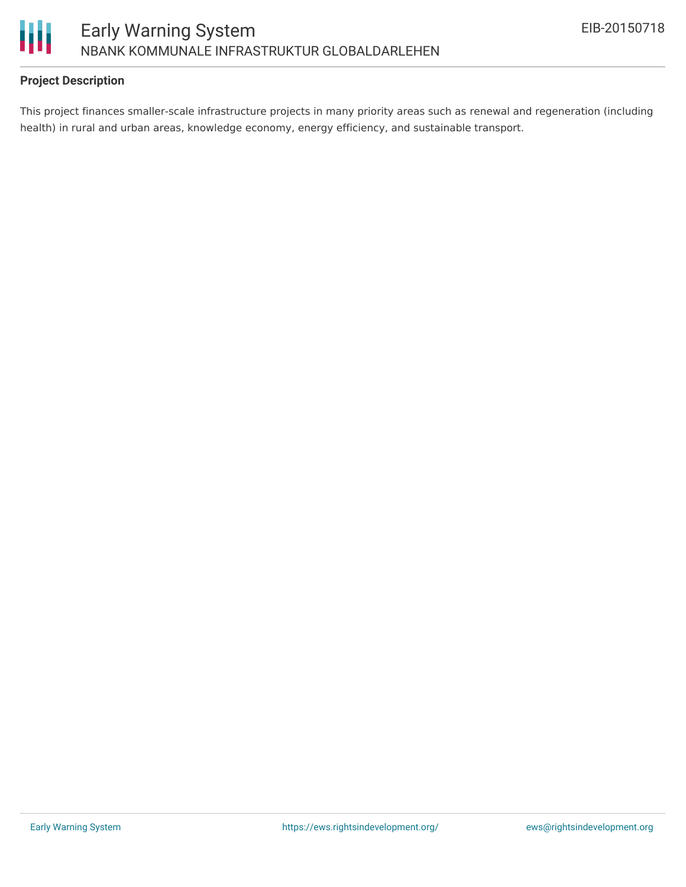## Project Description

This project finances smaller-scale infrastructure projects in many priority areas such as renewal and regeneration (including health) in rural and urban areas, knowledge economy, energy efficiency, and sustainable transport.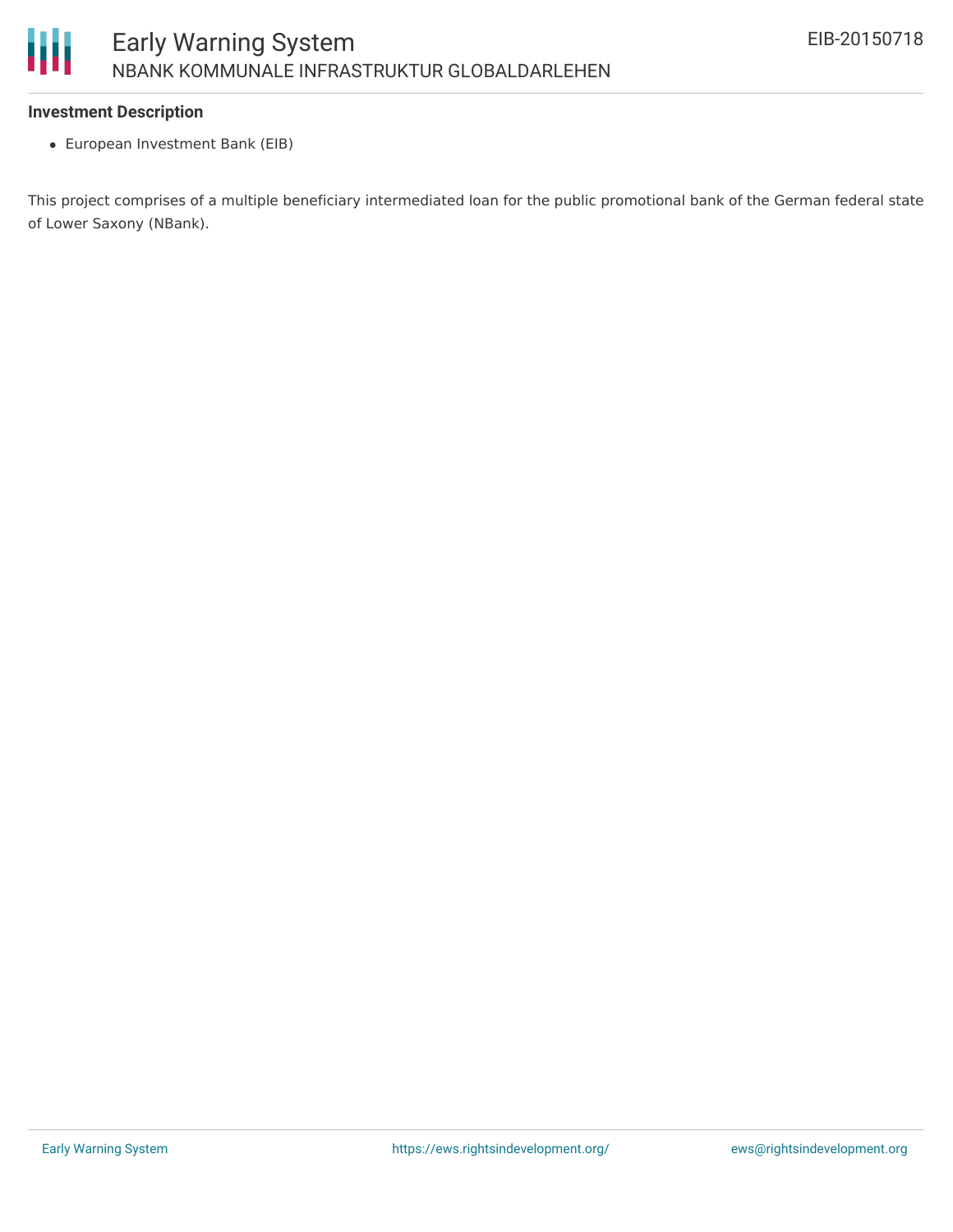**Investment Description**

- European Investment Bank (EIB)

This project comprises of a multiple beneficiary intermediated loan for the public promotional bank of the German federal state of Lower Saxony (NBank).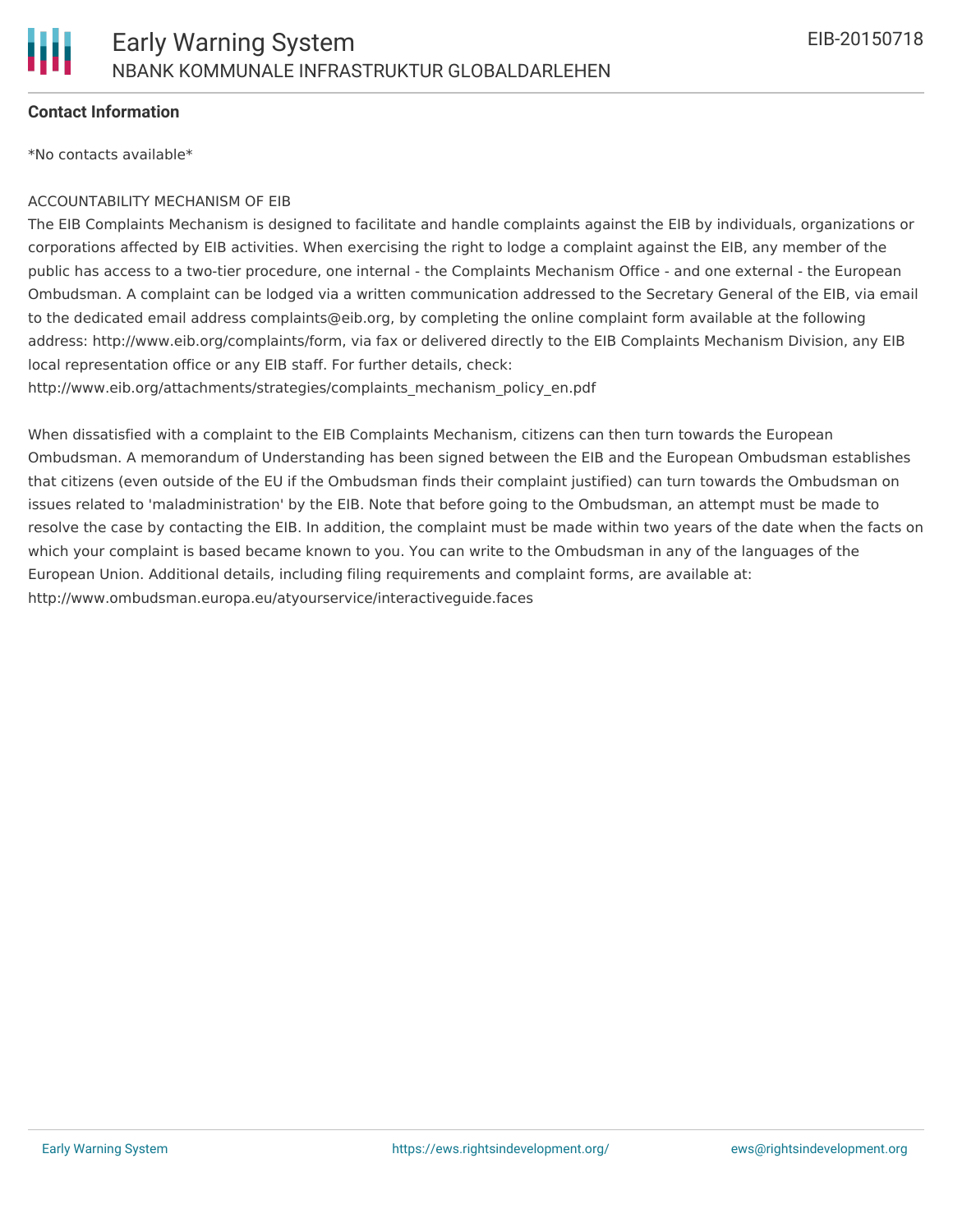**Contact Information**

*No contacts available*

ACCOUNTABILITY MECHANISM OF EIB

The EIB Complaints Mechanism is designed to facilitate and handle complaints against the EIB by individuals, organizations or corporations affected by EIB activities. When exercising the right to lodge a complaint against the EIB, any member of the public has access to a two-tier procedure, one internal - the Complaints Mechanism Office - and one external - the European Ombudsman. A complaint can be lodged via a written communication addressed to the Secretary General of the EIB, via email to the dedicated email address complaints@eib.org, by completing the online complaint form available at the following address: http://www.eib.org/complaints/form, via fax or delivered directly to the EIB Complaints Mechanism Division, any EIB local representation office or any EIB staff. For further details, check: http://www.eib.org/attachments/strategies/complaints_mechanism_policy_en.pdf

When dissatisfied with a complaint to the EIB Complaints Mechanism, citizens can then turn towards the European Ombudsman. A memorandum of Understanding has been signed between the EIB and the European Ombudsman establishes that citizens (even outside of the EU if the Ombudsman finds their complaint justified) can turn towards the Ombudsman on issues related to 'maladministration' by the EIB. Note that before going to the Ombudsman, an attempt must be made to resolve the case by contacting the EIB. In addition, the complaint must be made within two years of the date when the facts on which your complaint is based became known to you. You can write to the Ombudsman in any of the languages of the European Union. Additional details, including filing requirements and complaint forms, are available at: http://www.ombudsman.europa.eu/atyourservice/interactiveguide.faces